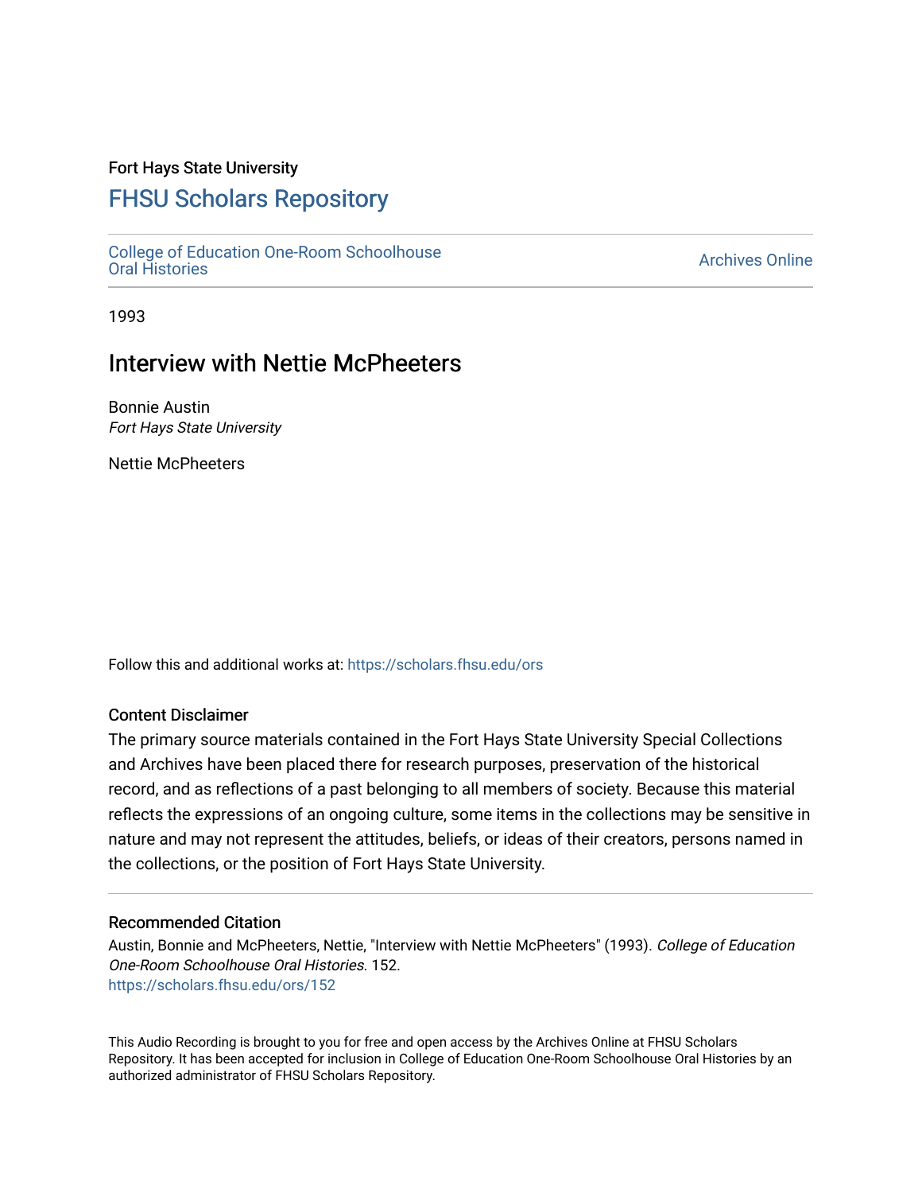Fort Hays State University

# FHSU Scholars Repository

College of Education One-Room Schoolhouse Oral Histories

Archives Online

1993

## Interview with Nettie McPheeters

Bonnie Austin
*Fort Hays State University*

Nettie McPheeters

Follow this and additional works at: https://scholars.fhsu.edu/ors

### Content Disclaimer

The primary source materials contained in the Fort Hays State University Special Collections and Archives have been placed there for research purposes, preservation of the historical record, and as reflections of a past belonging to all members of society. Because this material reflects the expressions of an ongoing culture, some items in the collections may be sensitive in nature and may not represent the attitudes, beliefs, or ideas of their creators, persons named in the collections, or the position of Fort Hays State University.

### Recommended Citation

Austin, Bonnie and McPheeters, Nettie, "Interview with Nettie McPheeters" (1993). *College of Education One-Room Schoolhouse Oral Histories*. 152.
https://scholars.fhsu.edu/ors/152

This Audio Recording is brought to you for free and open access by the Archives Online at FHSU Scholars Repository. It has been accepted for inclusion in College of Education One-Room Schoolhouse Oral Histories by an authorized administrator of FHSU Scholars Repository.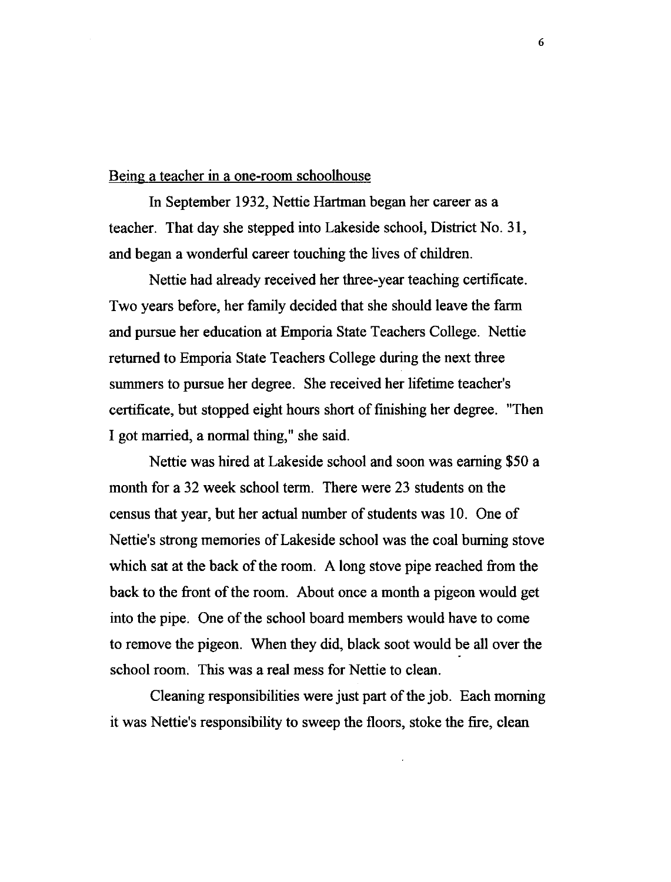Being a teacher in a one-room schoolhouse

In September 1932, Nettie Hartman began her career as a teacher. That day she stepped into Lakeside school, District No. 31, and began a wonderful career touching the lives of children.

Nettie had already received her three-year teaching certificate. Two years before, her family decided that she should leave the farm and pursue her education at Emporia State Teachers College. Nettie returned to Emporia State Teachers College during the next three summers to pursue her degree. She received her lifetime teacher's certificate, but stopped eight hours short of finishing her degree. "Then I got married, a normal thing," she said.

Nettie was hired at Lakeside school and soon was earning $50 a month for a 32 week school term. There were 23 students on the census that year, but her actual number of students was 10. One of Nettie's strong memories of Lakeside school was the coal burning stove which sat at the back of the room. A long stove pipe reached from the back to the front of the room. About once a month a pigeon would get into the pipe. One of the school board members would have to come to remove the pigeon. When they did, black soot would be all over the school room. This was a real mess for Nettie to clean.

Cleaning responsibilities were just part of the job. Each morning it was Nettie's responsibility to sweep the floors, stoke the fire, clean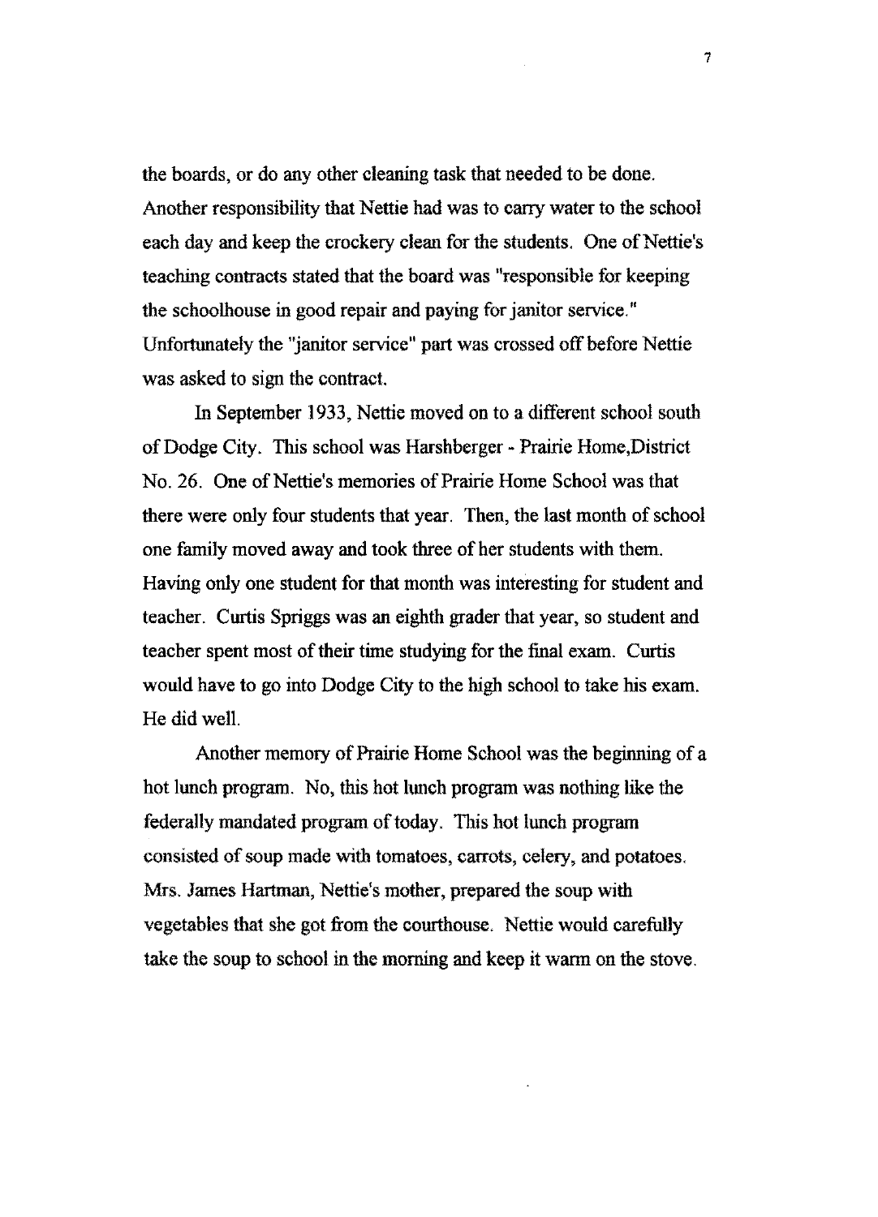the boards, or do any other cleaning task that needed to be done. Another responsibility that Nettie had was to carry water to the school each day and keep the crockery clean for the students. One of Nettie's teaching contracts stated that the board was "responsible for keeping the schoolhouse in good repair and paying for janitor service." Unfortunately the "janitor service" part was crossed off before Nettie was asked to sign the contract.

In September 1933, Nettie moved on to a different school south of Dodge City. This school was Harshberger - Prairie Home,District No. 26. One of Nettie's memories of Prairie Home School was that there were only four students that year. Then, the last month of school one family moved away and took three of her students with them. Having only one student for that month was interesting for student and teacher. Curtis Spriggs was an eighth grader that year, so student and teacher spent most of their time studying for the final exam. Curtis would have to go into Dodge City to the high school to take his exam. He did well.

Another memory of Prairie Home School was the beginning of a hot lunch program. No, this hot lunch program was nothing like the federally mandated program of today. This hot lunch program consisted of soup made with tomatoes, carrots, celery, and potatoes. Mrs. James Hartman, Nettie's mother, prepared the soup with vegetables that she got from the courthouse. Nettie would carefully take the soup to school in the morning and keep it warm on the stove.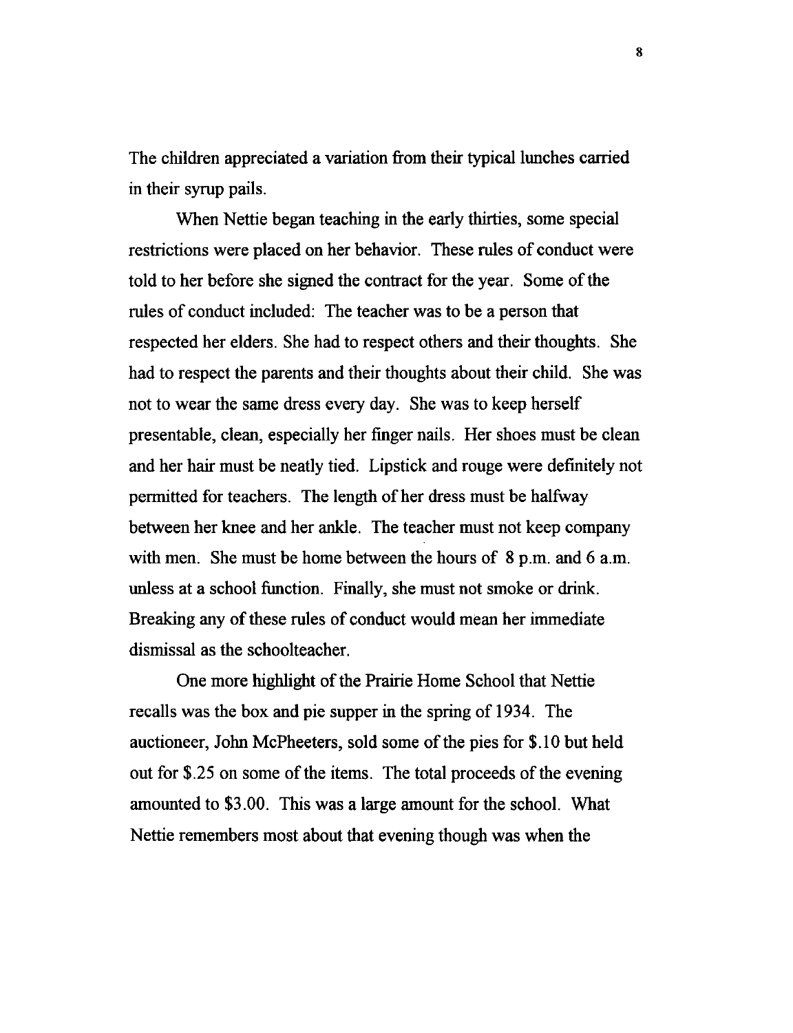The children appreciated a variation from their typical lunches carried in their syrup pails.

When Nettie began teaching in the early thirties, some special restrictions were placed on her behavior. These rules of conduct were told to her before she signed the contract for the year. Some of the rules of conduct included: The teacher was to be a person that respected her elders. She had to respect others and their thoughts. She had to respect the parents and their thoughts about their child. She was not to wear the same dress every day. She was to keep herself presentable, clean, especially her finger nails. Her shoes must be clean and her hair must be neatly tied. Lipstick and rouge were definitely not permitted for teachers. The length of her dress must be halfway between her knee and her ankle. The teacher must not keep company with men. She must be home between the hours of 8 p.m. and 6 a.m. unless at a school function. Finally, she must not smoke or drink. Breaking any of these rules of conduct would mean her immediate dismissal as the schoolteacher.

One more highlight of the Prairie Home School that Nettie recalls was the box and pie supper in the spring of 1934. The auctioneer, John McPheeters, sold some of the pies for $.10 but held out for $.25 on some of the items. The total proceeds of the evening amounted to $3.00. This was a large amount for the school. What Nettie remembers most about that evening though was when the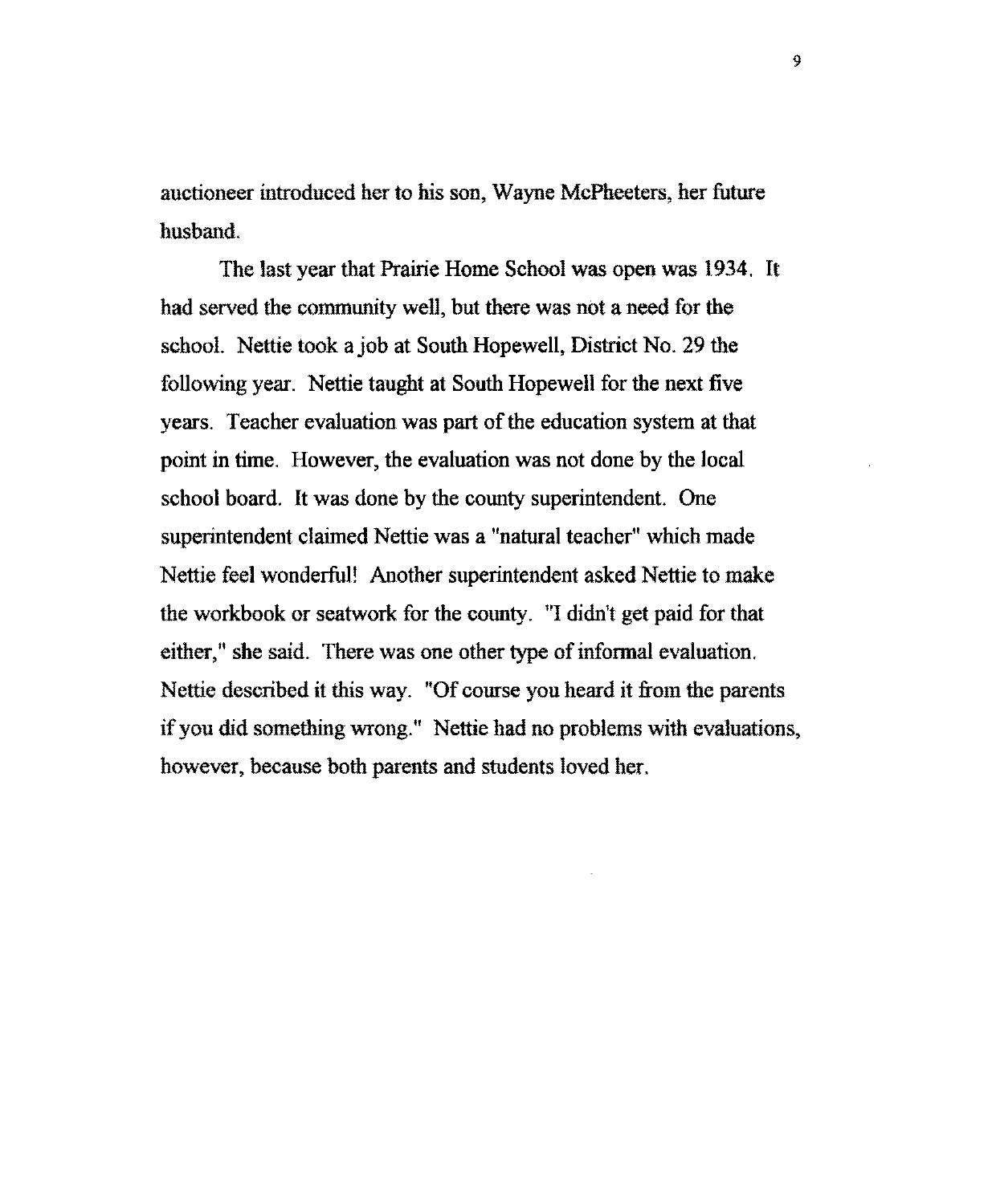auctioneer introduced her to his son, Wayne McPheeters, her future husband.

The last year that Prairie Home School was open was 1934. It had served the community well, but there was not a need for the school. Nettie took a job at South Hopewell, District No. 29 the following year. Nettie taught at South Hopewell for the next five years. Teacher evaluation was part of the education system at that point in time. However, the evaluation was not done by the local school board. It was done by the county superintendent. One superintendent claimed Nettie was a "natural teacher" which made Nettie feel wonderful! Another superintendent asked Nettie to make the workbook or seatwork for the county. "I didn't get paid for that either," she said. There was one other type of informal evaluation. Nettie described it this way. "Of course you heard it from the parents if you did something wrong." Nettie had no problems with evaluations, however, because both parents and students loved her.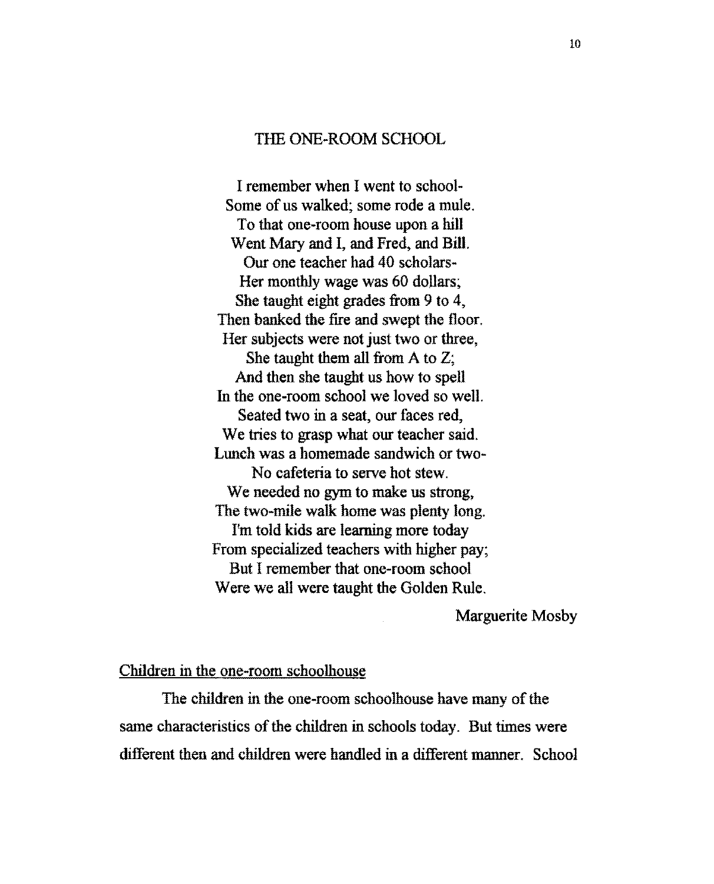## THE ONE-ROOM SCHOOL

I remember when I went to school-  
Some of us walked; some rode a mule.  
To that one-room house upon a hill  
Went Mary and I, and Fred, and Bill.  
Our one teacher had 40 scholars-  
Her monthly wage was 60 dollars;  
She taught eight grades from 9 to 4,  
Then banked the fire and swept the floor.  
Her subjects were not just two or three,  
She taught them all from A to Z;  
And then she taught us how to spell  
In the one-room school we loved so well.  
Seated two in a seat, our faces red,  
We tries to grasp what our teacher said.  
Lunch was a homemade sandwich or two-  
No cafeteria to serve hot stew.  
We needed no gym to make us strong,  
The two-mile walk home was plenty long.  
I'm told kids are learning more today  
From specialized teachers with higher pay;  
But I remember that one-room school  
Were we all were taught the Golden Rule.

Marguerite Mosby

Children in the one-room schoolhouse

The children in the one-room schoolhouse have many of the same characteristics of the children in schools today. But times were different then and children were handled in a different manner. School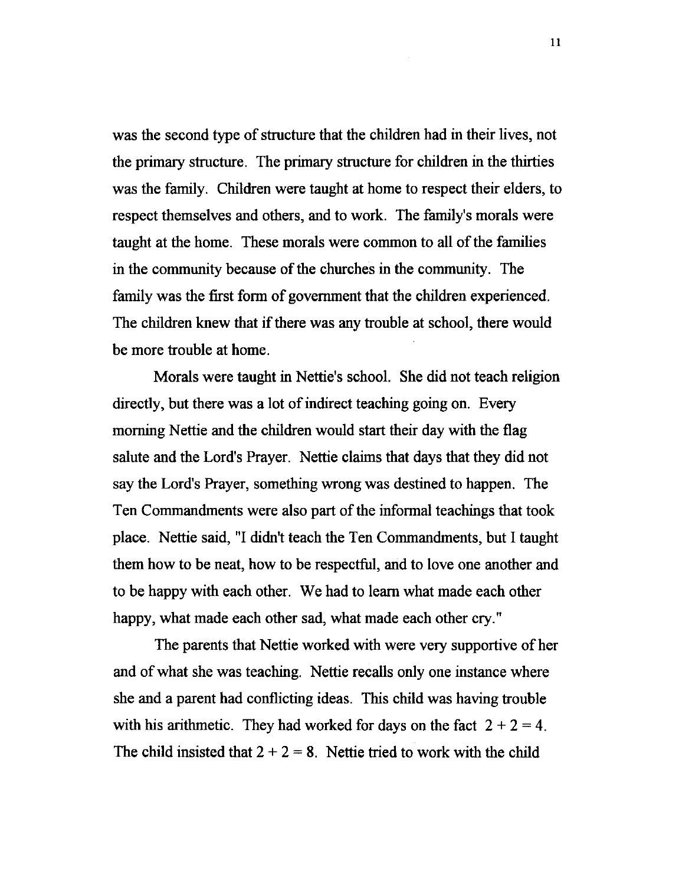was the second type of structure that the children had in their lives, not the primary structure. The primary structure for children in the thirties was the family. Children were taught at home to respect their elders, to respect themselves and others, and to work. The family's morals were taught at the home. These morals were common to all of the families in the community because of the churches in the community. The family was the first form of government that the children experienced. The children knew that if there was any trouble at school, there would be more trouble at home.

Morals were taught in Nettie's school. She did not teach religion directly, but there was a lot of indirect teaching going on. Every morning Nettie and the children would start their day with the flag salute and the Lord's Prayer. Nettie claims that days that they did not say the Lord's Prayer, something wrong was destined to happen. The Ten Commandments were also part of the informal teachings that took place. Nettie said, "I didn't teach the Ten Commandments, but I taught them how to be neat, how to be respectful, and to love one another and to be happy with each other. We had to learn what made each other happy, what made each other sad, what made each other cry."

The parents that Nettie worked with were very supportive of her and of what she was teaching. Nettie recalls only one instance where she and a parent had conflicting ideas. This child was having trouble with his arithmetic. They had worked for days on the fact $2 + 2 = 4$. The child insisted that $2 + 2 = 8$. Nettie tried to work with the child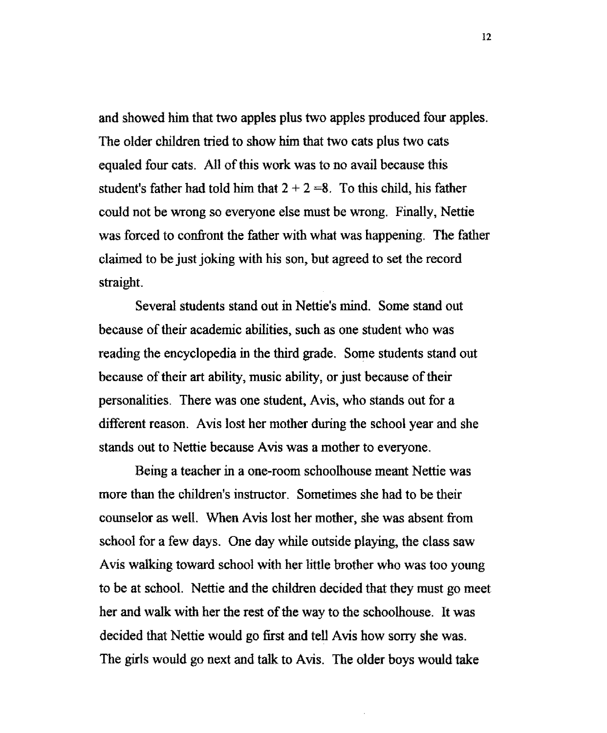and showed him that two apples plus two apples produced four apples. The older children tried to show him that two cats plus two cats equaled four cats. All of this work was to no avail because this student's father had told him that $2 + 2 = 8$. To this child, his father could not be wrong so everyone else must be wrong. Finally, Nettie was forced to confront the father with what was happening. The father claimed to be just joking with his son, but agreed to set the record straight.

Several students stand out in Nettie's mind. Some stand out because of their academic abilities, such as one student who was reading the encyclopedia in the third grade. Some students stand out because of their art ability, music ability, or just because of their personalities. There was one student, Avis, who stands out for a different reason. Avis lost her mother during the school year and she stands out to Nettie because Avis was a mother to everyone.

Being a teacher in a one-room schoolhouse meant Nettie was more than the children's instructor. Sometimes she had to be their counselor as well. When Avis lost her mother, she was absent from school for a few days. One day while outside playing, the class saw Avis walking toward school with her little brother who was too young to be at school. Nettie and the children decided that they must go meet her and walk with her the rest of the way to the schoolhouse. It was decided that Nettie would go first and tell Avis how sorry she was. The girls would go next and talk to Avis. The older boys would take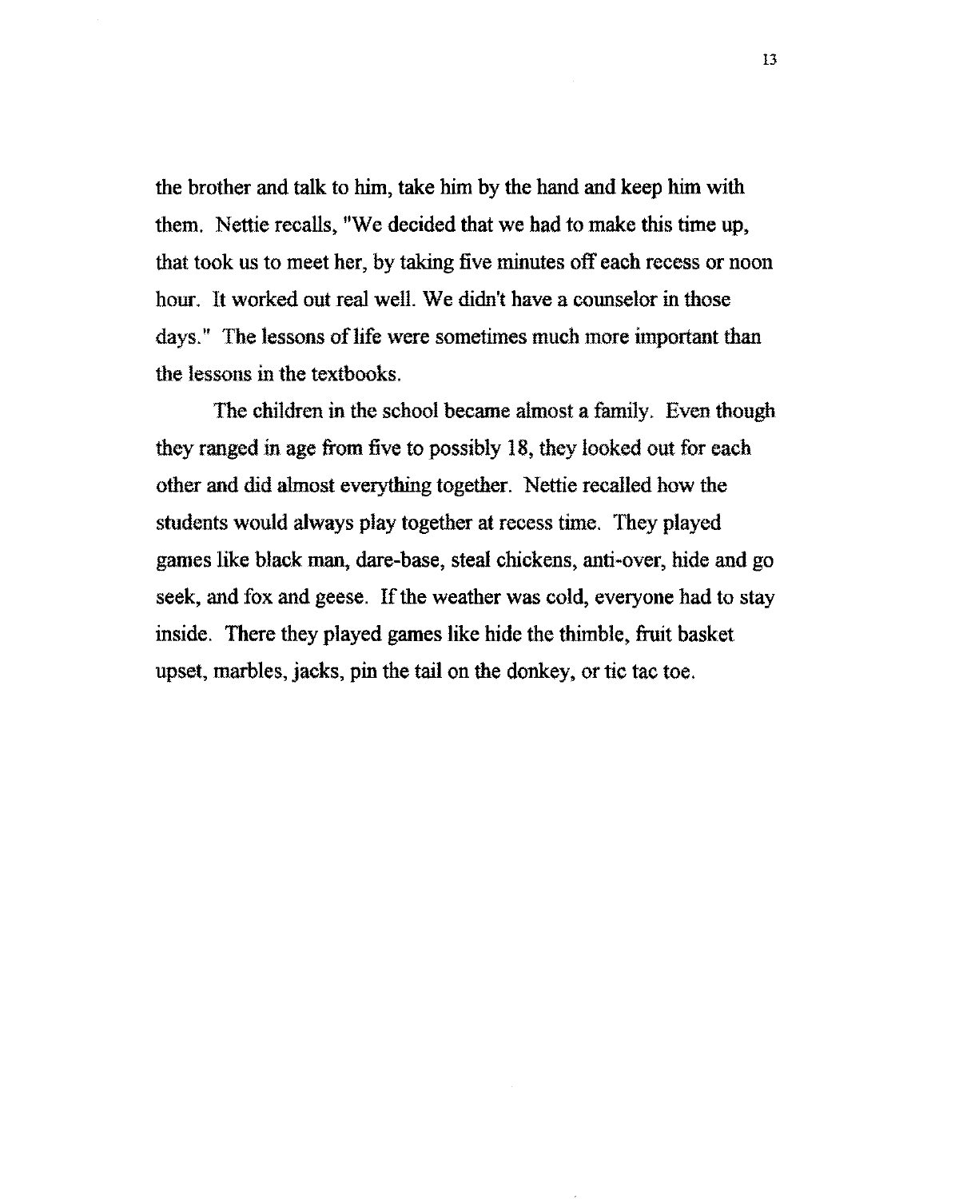the brother and talk to him, take him by the hand and keep him with them. Nettie recalls, "We decided that we had to make this time up, that took us to meet her, by taking five minutes off each recess or noon hour. It worked out real well. We didn't have a counselor in those days." The lessons of life were sometimes much more important than the lessons in the textbooks.

The children in the school became almost a family. Even though they ranged in age from five to possibly 18, they looked out for each other and did almost everything together. Nettie recalled how the students would always play together at recess time. They played games like black man, dare-base, steal chickens, anti-over, hide and go seek, and fox and geese. If the weather was cold, everyone had to stay inside. There they played games like hide the thimble, fruit basket upset, marbles, jacks, pin the tail on the donkey, or tic tac toe.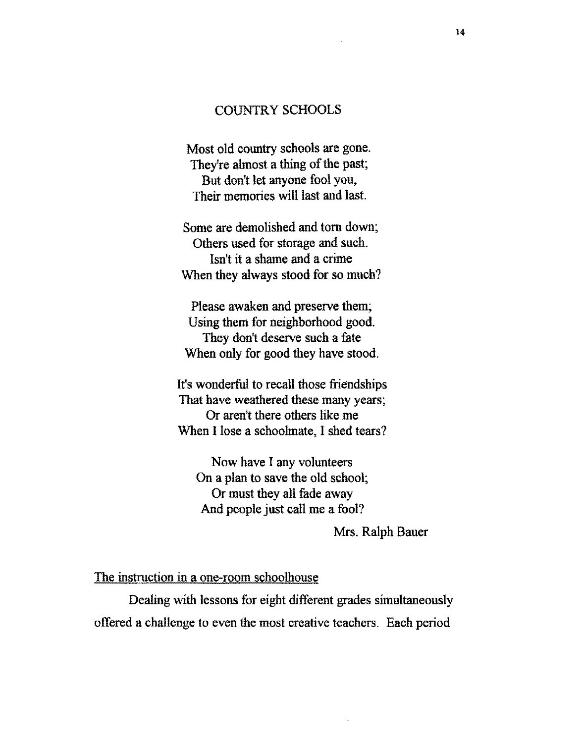## COUNTRY SCHOOLS

Most old country schools are gone.
They're almost a thing of the past;
But don't let anyone fool you,
Their memories will last and last.

Some are demolished and torn down;
Others used for storage and such.
Isn't it a shame and a crime
When they always stood for so much?

Please awaken and preserve them;
Using them for neighborhood good.
They don't deserve such a fate
When only for good they have stood.

It's wonderful to recall those friendships
That have weathered these many years;
Or aren't there others like me
When I lose a schoolmate, I shed tears?

Now have I any volunteers
On a plan to save the old school;
Or must they all fade away
And people just call me a fool?

Mrs. Ralph Bauer

The instruction in a one-room schoolhouse

Dealing with lessons for eight different grades simultaneously offered a challenge to even the most creative teachers. Each period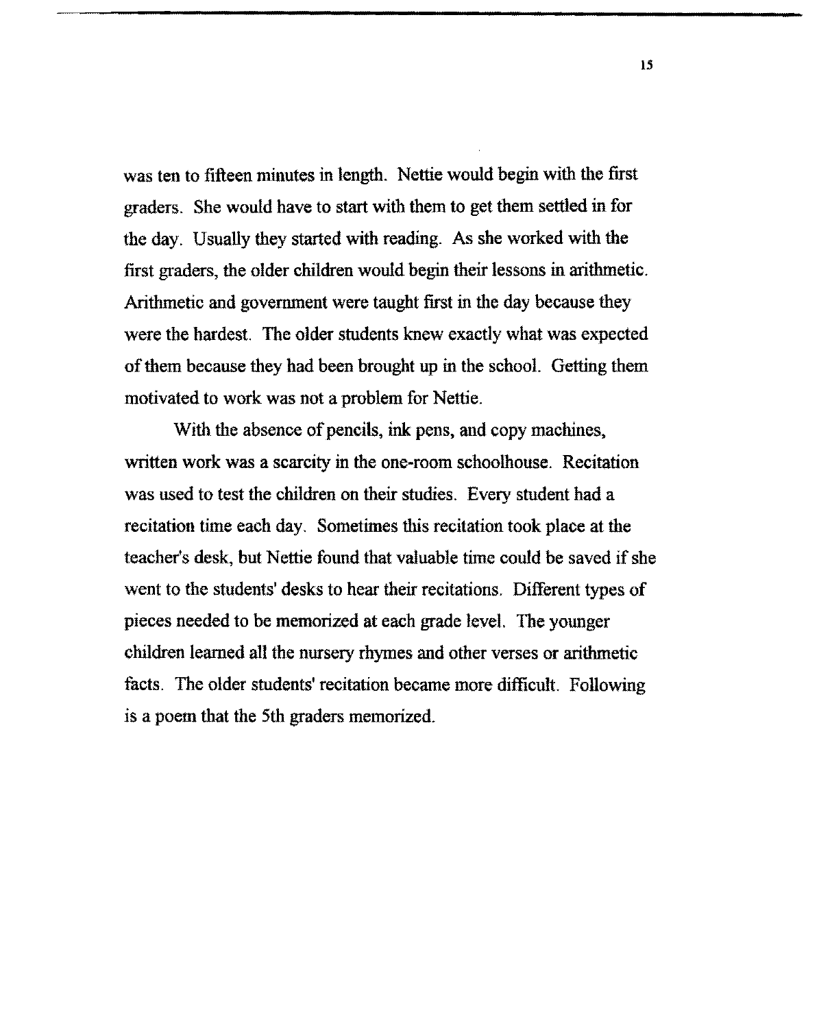was ten to fifteen minutes in length. Nettie would begin with the first graders. She would have to start with them to get them settled in for the day. Usually they started with reading. As she worked with the first graders, the older children would begin their lessons in arithmetic. Arithmetic and government were taught first in the day because they were the hardest. The older students knew exactly what was expected of them because they had been brought up in the school. Getting them motivated to work was not a problem for Nettie.

With the absence of pencils, ink pens, and copy machines, written work was a scarcity in the one-room schoolhouse. Recitation was used to test the children on their studies. Every student had a recitation time each day. Sometimes this recitation took place at the teacher's desk, but Nettie found that valuable time could be saved if she went to the students' desks to hear their recitations. Different types of pieces needed to be memorized at each grade level. The younger children learned all the nursery rhymes and other verses or arithmetic facts. The older students' recitation became more difficult. Following is a poem that the 5th graders memorized.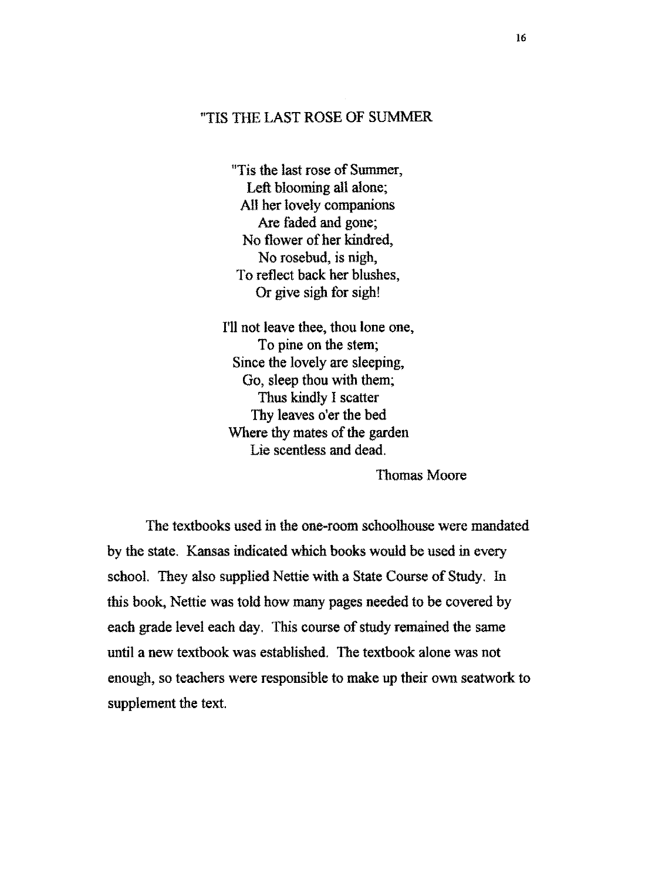## "TIS THE LAST ROSE OF SUMMER

"Tis the last rose of Summer,  
Left blooming all alone;  
All her lovely companions  
Are faded and gone;  
No flower of her kindred,  
No rosebud, is nigh,  
To reflect back her blushes,  
Or give sigh for sigh!

I'll not leave thee, thou lone one,  
To pine on the stem;  
Since the lovely are sleeping,  
Go, sleep thou with them;  
Thus kindly I scatter  
Thy leaves o'er the bed  
Where thy mates of the garden  
Lie scentless and dead.

Thomas Moore

The textbooks used in the one-room schoolhouse were mandated by the state. Kansas indicated which books would be used in every school. They also supplied Nettie with a State Course of Study. In this book, Nettie was told how many pages needed to be covered by each grade level each day. This course of study remained the same until a new textbook was established. The textbook alone was not enough, so teachers were responsible to make up their own seatwork to supplement the text.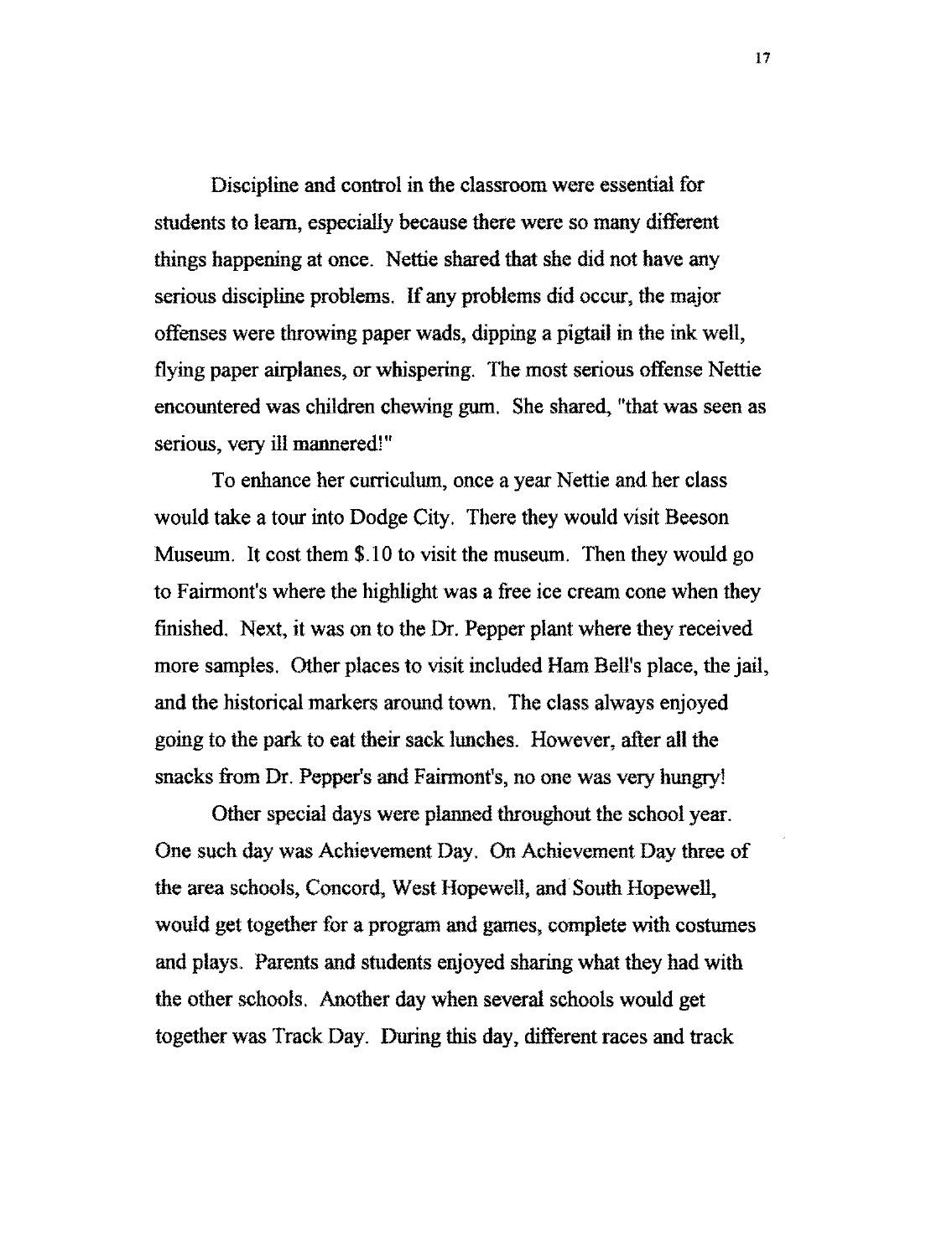Discipline and control in the classroom were essential for students to learn, especially because there were so many different things happening at once. Nettie shared that she did not have any serious discipline problems. If any problems did occur, the major offenses were throwing paper wads, dipping a pigtail in the ink well, flying paper airplanes, or whispering. The most serious offense Nettie encountered was children chewing gum. She shared, "that was seen as serious, very ill mannered!"

To enhance her curriculum, once a year Nettie and her class would take a tour into Dodge City. There they would visit Beeson Museum. It cost them $.10 to visit the museum. Then they would go to Fairmont's where the highlight was a free ice cream cone when they finished. Next, it was on to the Dr. Pepper plant where they received more samples. Other places to visit included Ham Bell's place, the jail, and the historical markers around town. The class always enjoyed going to the park to eat their sack lunches. However, after all the snacks from Dr. Pepper's and Fairmont's, no one was very hungry!

Other special days were planned throughout the school year. One such day was Achievement Day. On Achievement Day three of the area schools, Concord, West Hopewell, and South Hopewell, would get together for a program and games, complete with costumes and plays. Parents and students enjoyed sharing what they had with the other schools. Another day when several schools would get together was Track Day. During this day, different races and track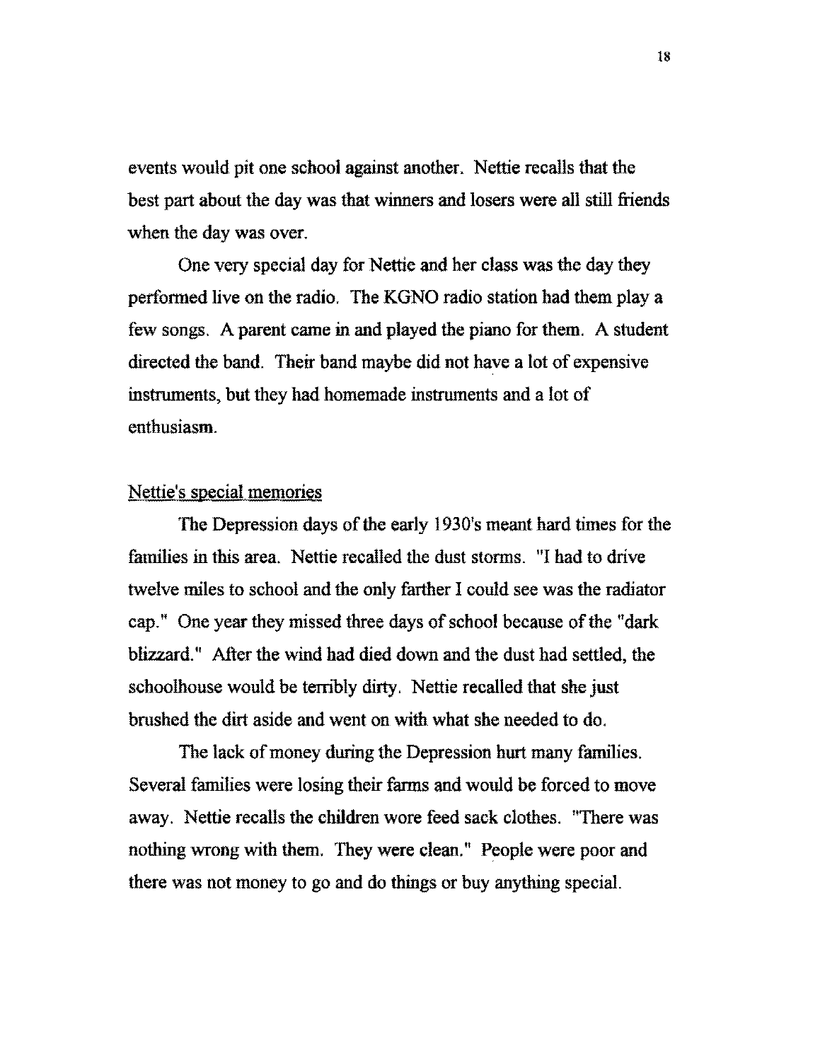events would pit one school against another. Nettie recalls that the best part about the day was that winners and losers were all still friends when the day was over.

One very special day for Nettie and her class was the day they performed live on the radio. The KGNO radio station had them play a few songs. A parent came in and played the piano for them. A student directed the band. Their band maybe did not have a lot of expensive instruments, but they had homemade instruments and a lot of enthusiasm.

Nettie's special memories

The Depression days of the early 1930's meant hard times for the families in this area. Nettie recalled the dust storms. "I had to drive twelve miles to school and the only farther I could see was the radiator cap." One year they missed three days of school because of the "dark blizzard." After the wind had died down and the dust had settled, the schoolhouse would be terribly dirty. Nettie recalled that she just brushed the dirt aside and went on with what she needed to do.

The lack of money during the Depression hurt many families. Several families were losing their farms and would be forced to move away. Nettie recalls the children wore feed sack clothes. "There was nothing wrong with them. They were clean." People were poor and there was not money to go and do things or buy anything special.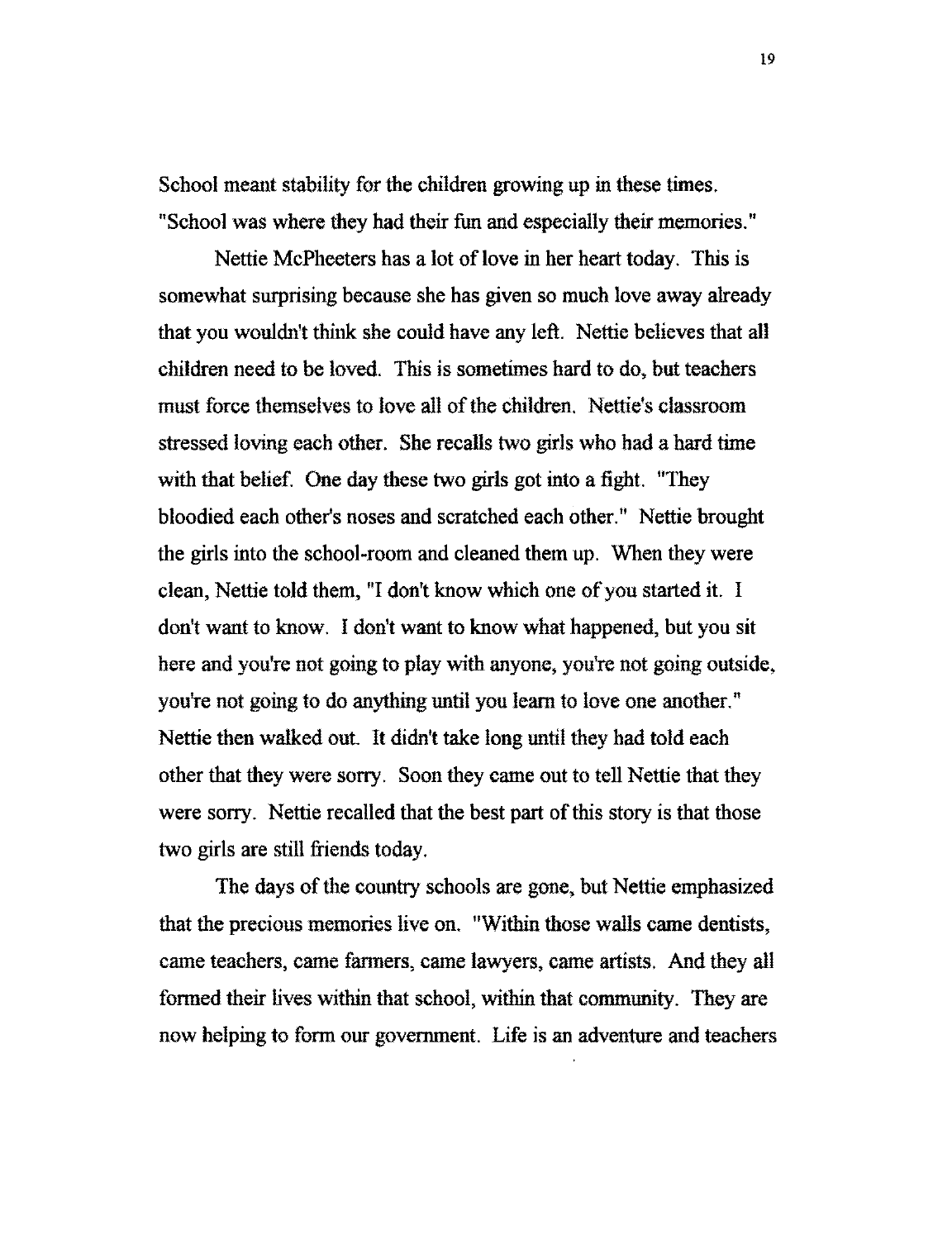School meant stability for the children growing up in these times. "School was where they had their fun and especially their memories."

Nettie McPheeters has a lot of love in her heart today. This is somewhat surprising because she has given so much love away already that you wouldn't think she could have any left. Nettie believes that all children need to be loved. This is sometimes hard to do, but teachers must force themselves to love all of the children. Nettie's classroom stressed loving each other. She recalls two girls who had a hard time with that belief. One day these two girls got into a fight. "They bloodied each other's noses and scratched each other." Nettie brought the girls into the school-room and cleaned them up. When they were clean, Nettie told them, "I don't know which one of you started it. I don't want to know. I don't want to know what happened, but you sit here and you're not going to play with anyone, you're not going outside, you're not going to do anything until you learn to love one another." Nettie then walked out. It didn't take long until they had told each other that they were sorry. Soon they came out to tell Nettie that they were sorry. Nettie recalled that the best part of this story is that those two girls are still friends today.

The days of the country schools are gone, but Nettie emphasized that the precious memories live on. "Within those walls came dentists, came teachers, came farmers, came lawyers, came artists. And they all formed their lives within that school, within that community. They are now helping to form our government. Life is an adventure and teachers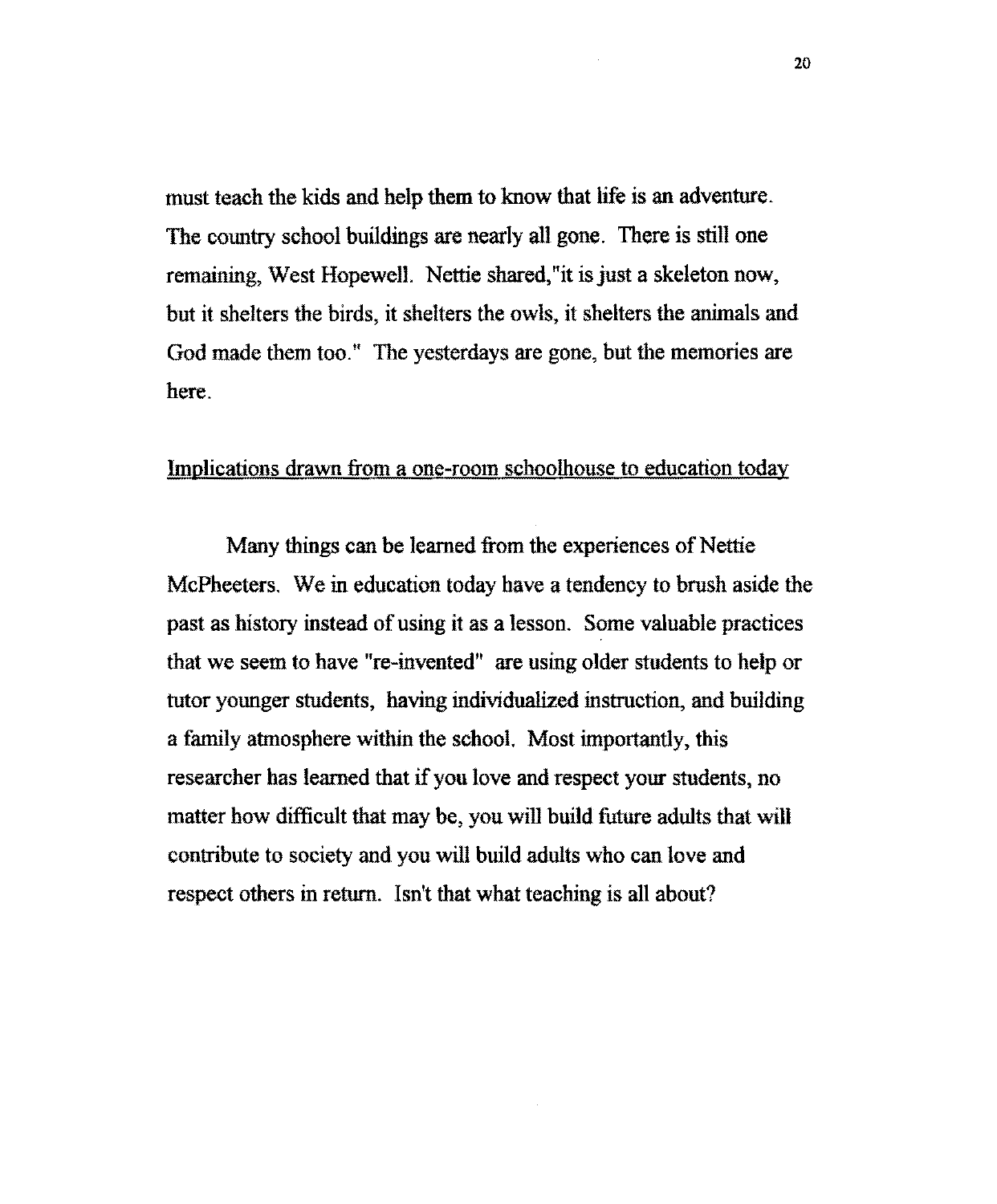must teach the kids and help them to know that life is an adventure. The country school buildings are nearly all gone. There is still one remaining, West Hopewell. Nettie shared,"it is just a skeleton now, but it shelters the birds, it shelters the owls, it shelters the animals and God made them too." The yesterdays are gone, but the memories are here.

## Implications drawn from a one-room schoolhouse to education today

Many things can be learned from the experiences of Nettie McPheeters. We in education today have a tendency to brush aside the past as history instead of using it as a lesson. Some valuable practices that we seem to have "re-invented" are using older students to help or tutor younger students, having individualized instruction, and building a family atmosphere within the school. Most importantly, this researcher has learned that if you love and respect your students, no matter how difficult that may be, you will build future adults that will contribute to society and you will build adults who can love and respect others in return. Isn't that what teaching is all about?